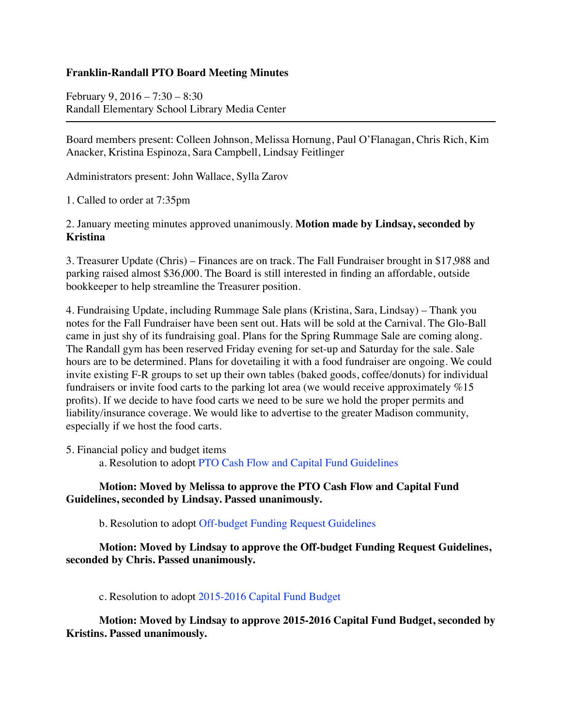**Franklin-Randall PTO Board Meeting Minutes**

February 9, 2016 – 7:30 – 8:30
Randall Elementary School Library Media Center

---

Board members present: Colleen Johnson, Melissa Hornung, Paul O'Flanagan, Chris Rich, Kim Anacker, Kristina Espinoza, Sara Campbell, Lindsay Feitlinger

Administrators present: John Wallace, Sylla Zarov

1. Called to order at 7:35pm

2. January meeting minutes approved unanimously. **Motion made by Lindsay, seconded by Kristina**

3. Treasurer Update (Chris) – Finances are on track. The Fall Fundraiser brought in $17,988 and parking raised almost $36,000. The Board is still interested in finding an affordable, outside bookkeeper to help streamline the Treasurer position.

4. Fundraising Update, including Rummage Sale plans (Kristina, Sara, Lindsay) – Thank you notes for the Fall Fundraiser have been sent out. Hats will be sold at the Carnival. The Glo-Ball came in just shy of its fundraising goal. Plans for the Spring Rummage Sale are coming along. The Randall gym has been reserved Friday evening for set-up and Saturday for the sale. Sale hours are to be determined. Plans for dovetailing it with a food fundraiser are ongoing. We could invite existing F-R groups to set up their own tables (baked goods, coffee/donuts) for individual fundraisers or invite food carts to the parking lot area (we would receive approximately %15 profits). If we decide to have food carts we need to be sure we hold the proper permits and liability/insurance coverage. We would like to advertise to the greater Madison community, especially if we host the food carts.

5. Financial policy and budget items

   a. Resolution to adopt PTO Cash Flow and Capital Fund Guidelines

   **Motion: Moved by Melissa to approve the PTO Cash Flow and Capital Fund Guidelines, seconded by Lindsay. Passed unanimously.**

   b. Resolution to adopt Off-budget Funding Request Guidelines

   **Motion: Moved by Lindsay to approve the Off-budget Funding Request Guidelines, seconded by Chris. Passed unanimously.**

   c. Resolution to adopt 2015-2016 Capital Fund Budget

   **Motion: Moved by Lindsay to approve 2015-2016 Capital Fund Budget, seconded by Kristins. Passed unanimously.**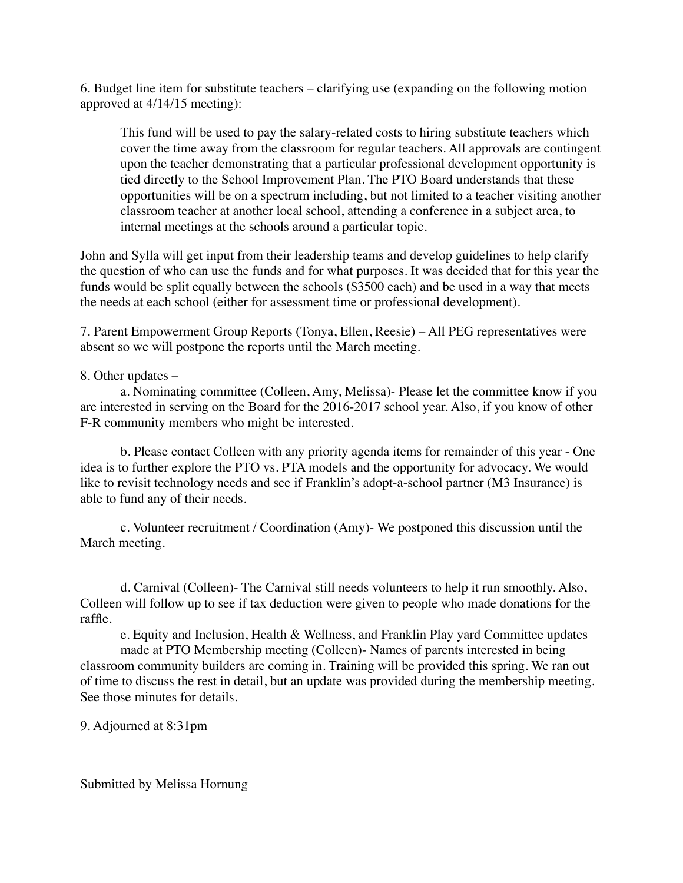6. Budget line item for substitute teachers – clarifying use (expanding on the following motion approved at 4/14/15 meeting):

> This fund will be used to pay the salary-related costs to hiring substitute teachers which cover the time away from the classroom for regular teachers. All approvals are contingent upon the teacher demonstrating that a particular professional development opportunity is tied directly to the School Improvement Plan. The PTO Board understands that these opportunities will be on a spectrum including, but not limited to a teacher visiting another classroom teacher at another local school, attending a conference in a subject area, to internal meetings at the schools around a particular topic.

John and Sylla will get input from their leadership teams and develop guidelines to help clarify the question of who can use the funds and for what purposes. It was decided that for this year the funds would be split equally between the schools ($3500 each) and be used in a way that meets the needs at each school (either for assessment time or professional development).

7. Parent Empowerment Group Reports (Tonya, Ellen, Reesie) – All PEG representatives were absent so we will postpone the reports until the March meeting.

8. Other updates –

a. Nominating committee (Colleen, Amy, Melissa)- Please let the committee know if you are interested in serving on the Board for the 2016-2017 school year. Also, if you know of other F-R community members who might be interested.

b. Please contact Colleen with any priority agenda items for remainder of this year - One idea is to further explore the PTO vs. PTA models and the opportunity for advocacy. We would like to revisit technology needs and see if Franklin's adopt-a-school partner (M3 Insurance) is able to fund any of their needs.

c. Volunteer recruitment / Coordination (Amy)- We postponed this discussion until the March meeting.

d. Carnival (Colleen)- The Carnival still needs volunteers to help it run smoothly. Also, Colleen will follow up to see if tax deduction were given to people who made donations for the raffle.

e. Equity and Inclusion, Health & Wellness, and Franklin Play yard Committee updates made at PTO Membership meeting (Colleen)- Names of parents interested in being classroom community builders are coming in. Training will be provided this spring. We ran out of time to discuss the rest in detail, but an update was provided during the membership meeting. See those minutes for details.

9. Adjourned at 8:31pm

Submitted by Melissa Hornung